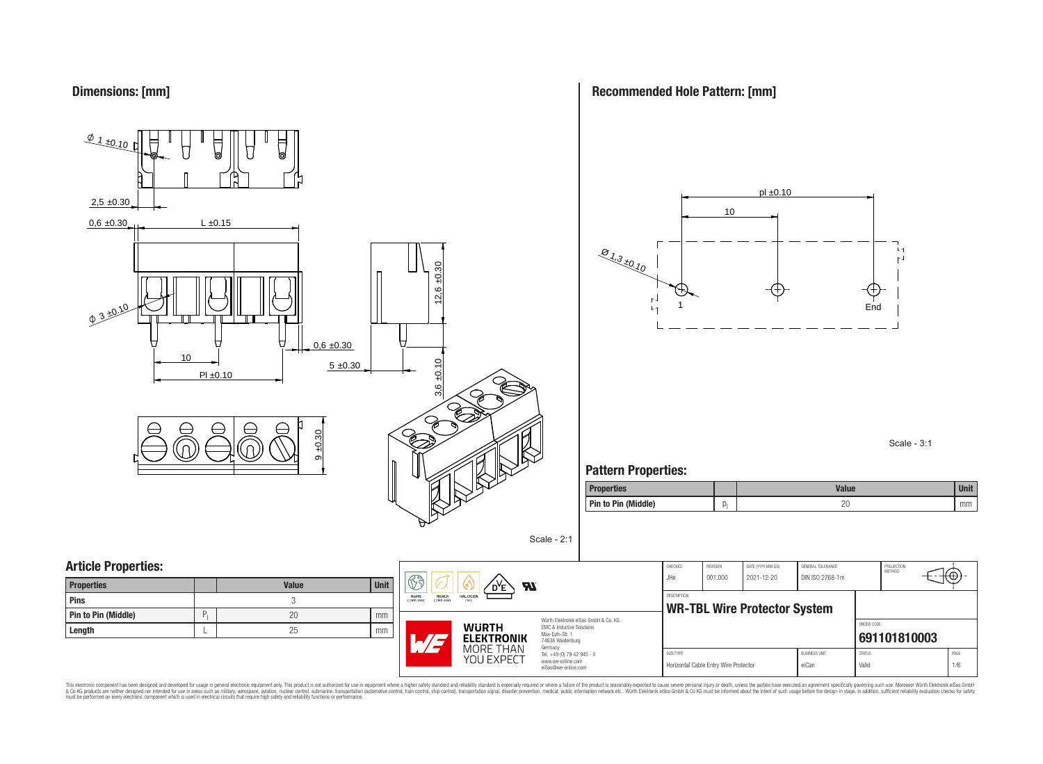## Dimensions: [mm]

Ø 1 ±0.10

2,5 ±0.30

0,6 ±0.30

L ±0.15

Ø 3 ±0.10

12,6 ±0.30

0,6 ±0.30

5 ±0.30

3,6 ±0.10

10

Pl ±0.10

9 ±0.30

Scale - 2:1

## Recommended Hole Pattern: [mm]

pl ±0.10

10

Ø 1,3 ±0.10

1

End

Scale - 3:1

## Pattern Properties:

| Properties | | Value | Unit |
|---|---|---|---|
| Pin to Pin (Middle) | $p_l$ | 20 | mm |

## Article Properties:

| Properties | | Value | Unit |
|---|---|---|---|
| Pins | | 3 | |
| Pin to Pin (Middle) | $P_l$ | 20 | mm |
| Length | L | 25 | mm |

| CHECKED | REVISION | DATE (YYYY-MM-DD) | GENERAL TOLERANCE | PROJECTION METHOD |
|---|---|---|---|---|
| JHe | 001.000 | 2021-12-20 | DIN ISO 2768-1m | |

DESCRIPTION

**WR-TBL Wire Protector System**

ORDER CODE

**691101810003**

| SIZE/TYPE | BUSINESS UNIT | STATUS | PAGE |
|---|---|---|---|
| Horizontal Cable Entry Wire Protector | eiCan | Valid | 1/6 |

RoHS COMPLIANT · REACH COMPLIANT · HALOGEN FREE

WÜRTH ELEKTRONIK MORE THAN YOU EXPECT

Würth Elektronik eiSos GmbH & Co. KG
EMC & Inductive Solutions
Max-Eyth-Str. 1
74638 Waldenburg
Germany
Tel. +49 (0) 79 42 945 - 0
www.we-online.com
eiSos@we-online.com

This electronic component has been designed and developed for usage in general electronic equipment only. This product is not authorized for use in equipment where a higher safety standard and reliability standard is especially required or where a failure of the product is reasonably expected to cause severe personal injury or death, unless the parties have executed an agreement specifically governing such use. Moreover Würth Elektronik eiSos GmbH & Co KG products are neither designed nor intended for use in areas such as military, aerospace, aviation, nuclear control, submarine, transportation (automotive control, train control, ship control), transportation signal, disaster prevention, medical, public information network etc.. Würth Elektronik eiSos GmbH & Co KG must be informed about the intent of such usage before the design-in stage. In addition, sufficient reliability evaluation checks for safety must be performed on every electronic component which is used in electrical circuits that require high safety and reliability functions or performance.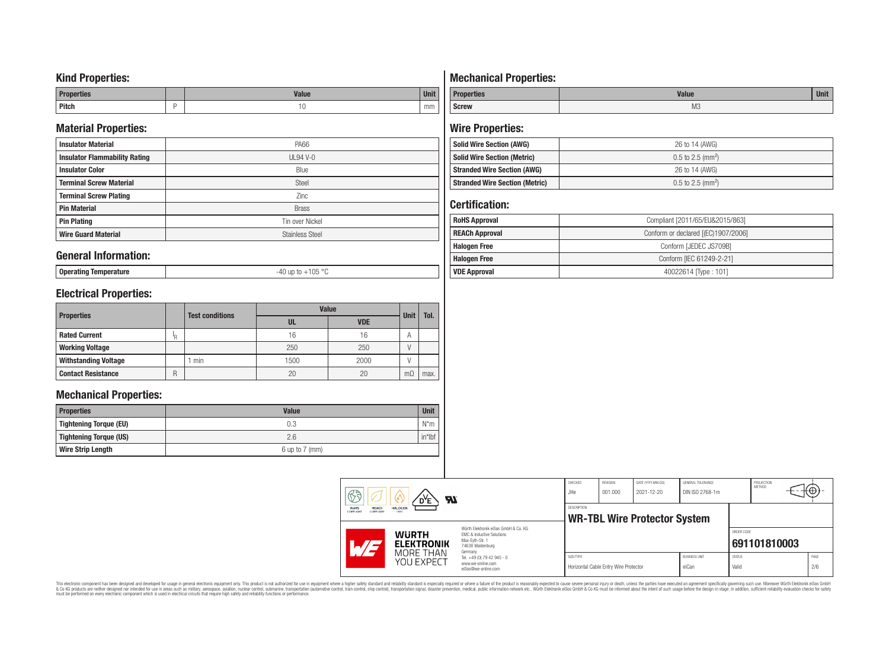## Kind Properties:

| Properties | | Value | Unit |
|---|---|---|---|
| Pitch | P | 10 | mm |

## Material Properties:

| | |
|---|---|
| Insulator Material | PA66 |
| Insulator Flammability Rating | UL94 V-0 |
| Insulator Color | Blue |
| Terminal Screw Material | Steel |
| Terminal Screw Plating | Zinc |
| Pin Material | Brass |
| Pin Plating | Tin over Nickel |
| Wire Guard Material | Stainless Steel |

## General Information:

| | |
|---|---|
| Operating Temperature | -40 up to +105 °C |

## Electrical Properties:

| Properties | | Test conditions | Value | | Unit | Tol. |
|---|---|---|---|---|---|---|
| | | | UL | VDE | | |
| Rated Current | $I_R$ | | 16 | 16 | A | |
| Working Voltage | | | 250 | 250 | V | |
| Withstanding Voltage | | 1 min | 1500 | 2000 | V | |
| Contact Resistance | R | | 20 | 20 | mΩ | max. |

## Mechanical Properties:

| Properties | Value | Unit |
|---|---|---|
| Tightening Torque (EU) | 0.3 | N*m |
| Tightening Torque (US) | 2.6 | in*lbf |
| Wire Strip Length | 6 up to 7 (mm) | |

## Mechanical Properties:

| Properties | Value | Unit |
|---|---|---|
| Screw | M3 | |

## Wire Properties:

| | |
|---|---|
| Solid Wire Section (AWG) | 26 to 14 (AWG) |
| Solid Wire Section (Metric) | 0.5 to 2.5 ($mm^2$) |
| Stranded Wire Section (AWG) | 26 to 14 (AWG) |
| Stranded Wire Section (Metric) | 0.5 to 2.5 ($mm^2$) |

## Certification:

| | |
|---|---|
| RoHS Approval | Compliant [2011/65/EU&2015/863] |
| REACh Approval | Conform or declared [(EC)1907/2006] |
| Halogen Free | Conform [JEDEC JS709B] |
| Halogen Free | Conform [IEC 61249-2-21] |
| VDE Approval | 40022614 [Type : 101] |

| CHECKED | REVISION | DATE (YYYY-MM-DD) | GENERAL TOLERANCE | PROJECTION METHOD |
|---|---|---|---|---|
| JHe | 001.000 | 2021-12-20 | DIN ISO 2768-1m | |

DESCRIPTION: **WR-TBL Wire Protector System**

ORDER CODE: **691101810003**

| SIZE/TYPE | BUSINESS UNIT | STATUS | PAGE |
|---|---|---|---|
| Horizontal Cable Entry Wire Protector | eiCan | Valid | 2/6 |

Würth Elektronik eiSos GmbH & Co. KG
EMC & Inductive Solutions
Max-Eyth-Str. 1
74638 Waldenburg
Germany
Tel. +49 (0) 79 42 945 - 0
www.we-online.com
eiSos@we-online.com

WÜRTH ELEKTRONIK MORE THAN YOU EXPECT

This electronic component has been designed and developed for usage in general electronic equipment only. This product is not authorized for use in equipment where a higher safety standard and reliability standard is especially required or where a failure of the product is reasonably expected to cause severe personal injury or death, unless the parties have executed an agreement specifically governing such use. Moreover Würth Elektronik eiSos GmbH & Co KG products are neither designed nor intended for use in areas such as military, aerospace, aviation, nuclear control, submarine, transportation (automotive control, train control, ship control), transportation signal, disaster prevention, medical, public information network etc.. Würth Elektronik eiSos GmbH & Co KG must be informed about the intent of such usage before the design-in stage. In addition, sufficient reliability evaluation checks for safety must be performed on every electronic component which is used in electrical circuits that require high safety and reliability functions or performance.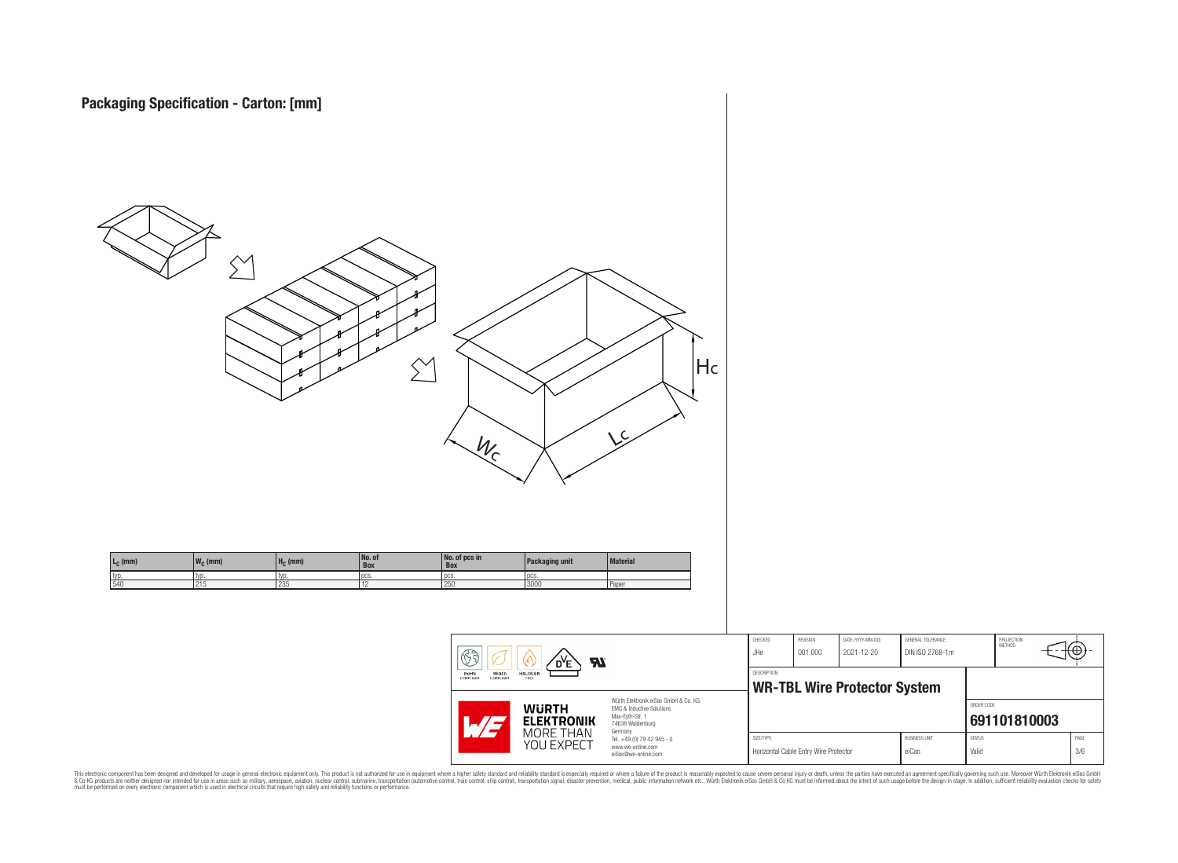## Packaging Specification - Carton: [mm]

| $L_C$ (mm) | $W_C$ (mm) | $H_C$ (mm) | No. of Box | No. of pcs in Box | Packaging unit | Material |
|---|---|---|---|---|---|---|
| typ. | typ. | typ. | pcs. | pcs. | pcs. | |
| 540 | 215 | 235 | 12 | 250 | 3000 | Paper |

| CHECKED | REVISION | DATE (YYYY-MM-DD) | GENERAL TOLERANCE | PROJECTION METHOD |
|---|---|---|---|---|
| JHe | 001.000 | 2021-12-20 | DIN ISO 2768-1m | |

DESCRIPTION

**WR-TBL Wire Protector System**

ORDER CODE: **691101810003**

| SIZE/TYPE | BUSINESS UNIT | STATUS | PAGE |
|---|---|---|---|
| Horizontal Cable Entry Wire Protector | eiCan | Valid | 3/6 |

RoHS COMPLIANT, REACh COMPLIANT, HALOGEN FREE

Würth Elektronik eiSos GmbH & Co. KG
EMC & Inductive Solutions
Max-Eyth-Str. 1
74638 Waldenburg
Germany
Tel. +49 (0) 79 42 945 - 0
www.we-online.com
eiSos@we-online.com

WÜRTH ELEKTRONIK MORE THAN YOU EXPECT

This electronic component has been designed and developed for usage in general electronic equipment only. This product is not authorized for use in equipment where a higher safety standard and reliability standard is especially required or where a failure of the product is reasonably expected to cause severe personal injury or death, unless the parties have executed an agreement specifically governing such use. Moreover Würth Elektronik eiSos GmbH & Co KG products are neither designed nor intended for use in areas such as military, aerospace, aviation, nuclear control, submarine, transportation (automotive control, train control, ship control), transportation signal, disaster prevention, medical, public information network etc.. Würth Elektronik eiSos GmbH & Co KG must be informed about the intent of such usage before the design-in stage. In addition, sufficient reliability evaluation checks for safety must be performed on every electronic component which is used in electrical circuits that require high safety and reliability functions or performance.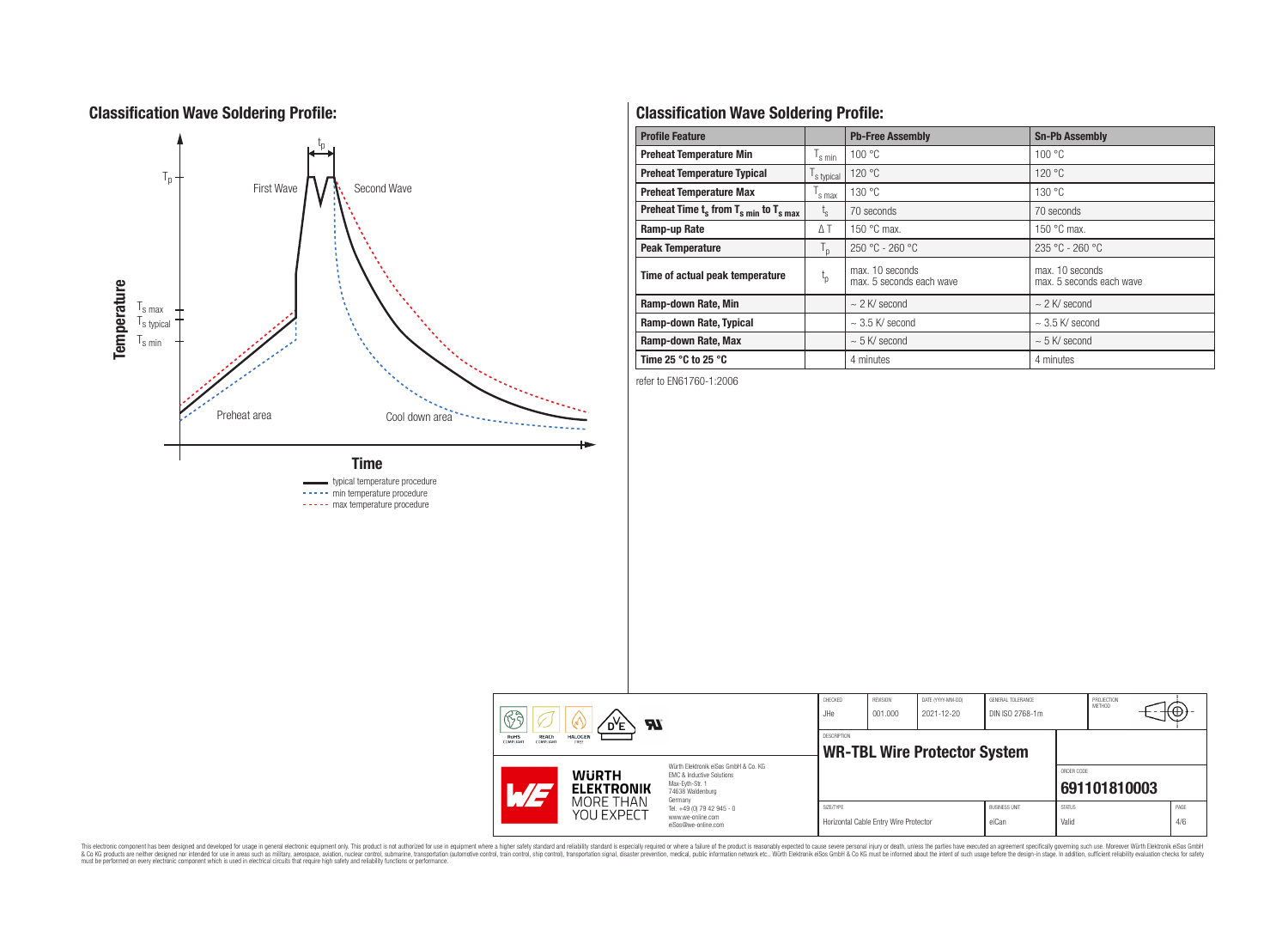## Classification Wave Soldering Profile:

Temperature

$T_p$

$t_p$

First Wave

Second Wave

$T_{s\,max}$

$T_{s\,typical}$

$T_{s\,min}$

Preheat area

Cool down area

Time

typical temperature procedure
min temperature procedure
max temperature procedure

## Classification Wave Soldering Profile:

| Profile Feature | | Pb-Free Assembly | Sn-Pb Assembly |
|---|---|---|---|
| **Preheat Temperature Min** | $T_{s\,min}$ | 100 °C | 100 °C |
| **Preheat Temperature Typical** | $T_{s\,typical}$ | 120 °C | 120 °C |
| **Preheat Temperature Max** | $T_{s\,max}$ | 130 °C | 130 °C |
| **Preheat Time $t_s$ from $T_{s\,min}$ to $T_{s\,max}$** | $t_s$ | 70 seconds | 70 seconds |
| **Ramp-up Rate** | ΔT | 150 °C max. | 150 °C max. |
| **Peak Temperature** | $T_p$ | 250 °C - 260 °C | 235 °C - 260 °C |
| **Time of actual peak temperature** | $t_p$ | max. 10 seconds<br>max. 5 seconds each wave | max. 10 seconds<br>max. 5 seconds each wave |
| **Ramp-down Rate, Min** | | ~ 2 K/ second | ~ 2 K/ second |
| **Ramp-down Rate, Typical** | | ~ 3.5 K/ second | ~ 3.5 K/ second |
| **Ramp-down Rate, Max** | | ~ 5 K/ second | ~ 5 K/ second |
| **Time 25 °C to 25 °C** | | 4 minutes | 4 minutes |

refer to EN61760-1:2006

| CHECKED | REVISION | DATE (YYYY-MM-DD) | GENERAL TOLERANCE | PROJECTION METHOD |
|---|---|---|---|---|
| JHe | 001.000 | 2021-12-20 | DIN ISO 2768-1m | |

DESCRIPTION: **WR-TBL Wire Protector System**

ORDER CODE: **691101810003**

| SIZE/TYPE | BUSINESS UNIT | STATUS | PAGE |
|---|---|---|---|
| Horizontal Cable Entry Wire Protector | eiCan | Valid | 4/6 |

Würth Elektronik eiSos GmbH & Co. KG
EMC & Inductive Solutions
Max-Eyth-Str. 1
74638 Waldenburg
Germany
Tel. +49 (0) 79 42 945 - 0
www.we-online.com
eiSos@we-online.com

This electronic component has been designed and developed for usage in general electronic equipment only. This product is not authorized for use in equipment where a higher safety standard and reliability standard is especially required or where a failure of the product is reasonably expected to cause severe personal injury or death, unless the parties have executed an agreement specifically governing such use. Moreover Würth Elektronik eiSos GmbH & Co KG products are neither designed nor intended for use in areas such as military, aerospace, aviation, nuclear control, submarine, transportation (automotive control, train control, ship control), transportation signal, disaster prevention, medical, public information network etc.. Würth Elektronik eiSos GmbH & Co KG must be informed about the intent of such usage before the design-in stage. In addition, sufficient reliability evaluation checks for safety must be performed on every electronic component which is used in electrical circuits that require high safety and reliability functions or performance.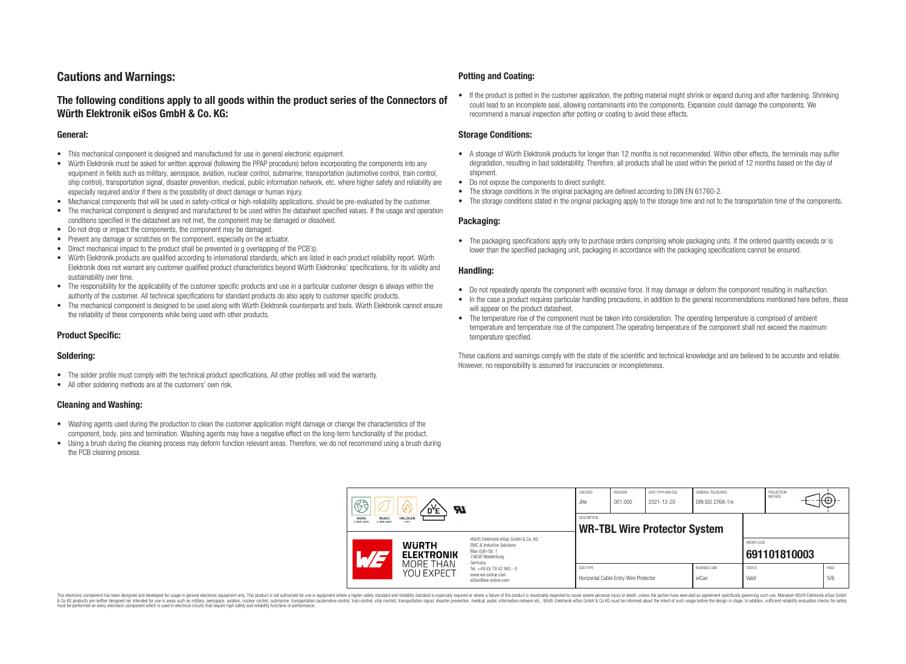# Cautions and Warnings:

## The following conditions apply to all goods within the product series of the Connectors of Würth Elektronik eiSos GmbH & Co. KG:

### General:

- This mechanical component is designed and manufactured for use in general electronic equipment.
- Würth Elektronik must be asked for written approval (following the PPAP procedure) before incorporating the components into any equipment in fields such as military, aerospace, aviation, nuclear control, submarine, transportation (automotive control, train control, ship control), transportation signal, disaster prevention, medical, public information network, etc. where higher safety and reliability are especially required and/or if there is the possibility of direct damage or human injury.
- Mechanical components that will be used in safety-critical or high-reliability applications, should be pre-evaluated by the customer.
- The mechanical component is designed and manufactured to be used within the datasheet specified values. If the usage and operation conditions specified in the datasheet are not met, the component may be damaged or dissolved.
- Do not drop or impact the components, the component may be damaged.
- Prevent any damage or scratches on the component, especially on the actuator.
- Direct mechanical impact to the product shall be prevented (e.g overlapping of the PCB´s).
- Würth Elektronik products are qualified according to international standards, which are listed in each product reliability report. Würth Elektronik does not warrant any customer qualified product characteristics beyond Würth Elektroniks' specifications, for its validity and sustainability over time.
- The responsibility for the applicability of the customer specific products and use in a particular customer design is always within the authority of the customer. All technical specifications for standard products do also apply to customer specific products.
- The mechanical component is designed to be used along with Würth Elektronik counterparts and tools. Würth Elektronik cannot ensure the reliability of these components while being used with other products.

### Product Specific:

### Soldering:

- The solder profile must comply with the technical product specifications. All other profiles will void the warranty.
- All other soldering methods are at the customers' own risk.

### Cleaning and Washing:

- Washing agents used during the production to clean the customer application might damage or change the characteristics of the component, body, pins and termination. Washing agents may have a negative effect on the long-term functionality of the product.
- Using a brush during the cleaning process may deform function relevant areas. Therefore, we do not recommend using a brush during the PCB cleaning process.

### Potting and Coating:

- If the product is potted in the customer application, the potting material might shrink or expand during and after hardening. Shrinking could lead to an incomplete seal, allowing contaminants into the components. Expansion could damage the components. We recommend a manual inspection after potting or coating to avoid these effects.

### Storage Conditions:

- A storage of Würth Elektronik products for longer than 12 months is not recommended. Within other effects, the terminals may suffer degradation, resulting in bad solderability. Therefore, all products shall be used within the period of 12 months based on the day of shipment.
- Do not expose the components to direct sunlight.
- The storage conditions in the original packaging are defined according to DIN EN 61760-2.
- The storage conditions stated in the original packaging apply to the storage time and not to the transportation time of the components.

### Packaging:

- The packaging specifications apply only to purchase orders comprising whole packaging units. If the ordered quantity exceeds or is lower than the specified packaging unit, packaging in accordance with the packaging specifications cannot be ensured.

### Handling:

- Do not repeatedly operate the component with excessive force. It may damage or deform the component resulting in malfunction.
- In the case a product requires particular handling precautions, in addition to the general recommendations mentioned here before, these will appear on the product datasheet.
- The temperature rise of the component must be taken into consideration. The operating temperature is comprised of ambient temperature and temperature rise of the component.The operating temperature of the component shall not exceed the maximum temperature specified.

These cautions and warnings comply with the state of the scientific and technical knowledge and are believed to be accurate and reliable. However, no responsibility is assumed for inaccuracies or incompleteness.

| CHECKED | REVISION | DATE (YYYY-MM-DD) | GENERAL TOLERANCE | PROJECTION METHOD |
| --- | --- | --- | --- | --- |
| JHe | 001.000 | 2021-12-20 | DIN ISO 2768-1m | |

DESCRIPTION: **WR-TBL Wire Protector System**

ORDER CODE: **691101810003**

| SIZE/TYPE | BUSINESS UNIT | STATUS | PAGE |
| --- | --- | --- | --- |
| Horizontal Cable Entry Wire Protector | eiCan | Valid | 5/6 |

Würth Elektronik eiSos GmbH & Co. KG
EMC & Inductive Solutions
Max-Eyth-Str. 1
74638 Waldenburg
Germany
Tel. +49 (0) 79 42 945 - 0
www.we-online.com
eiSos@we-online.com

This electronic component has been designed and developed for usage in general electronic equipment only. This product is not authorized for use in equipment where a higher safety standard and reliability standard is especially required or where a failure of the product is reasonably expected to cause severe personal injury or death, unless the parties have executed an agreement specifically governing such use. Moreover Würth Elektronik eiSos GmbH & Co KG products are neither designed nor intended for use in areas such as military, aerospace, aviation, nuclear control, submarine, transportation (automotive control, train control, ship control), transportation signal, disaster prevention, medical, public information network etc.. Würth Elektronik eiSos GmbH & Co KG must be informed about the intent of such usage before the design-in stage. In addition, sufficient reliability evaluation checks for safety must be performed on every electronic component which is used in electrical circuits that require high safety and reliability functions or performance.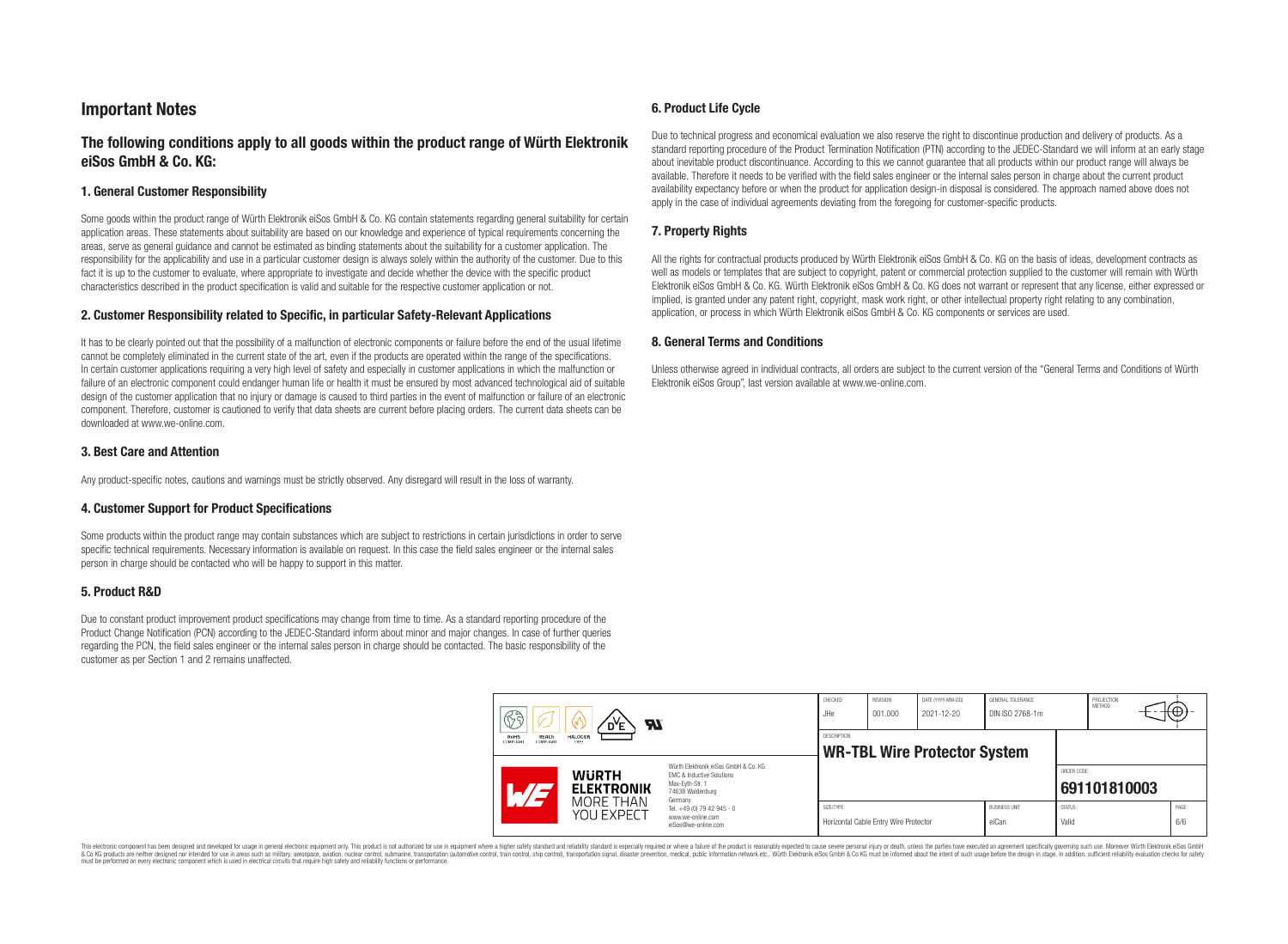# Important Notes

## The following conditions apply to all goods within the product range of Würth Elektronik eiSos GmbH & Co. KG:

### 1. General Customer Responsibility

Some goods within the product range of Würth Elektronik eiSos GmbH & Co. KG contain statements regarding general suitability for certain application areas. These statements about suitability are based on our knowledge and experience of typical requirements concerning the areas, serve as general guidance and cannot be estimated as binding statements about the suitability for a customer application. The responsibility for the applicability and use in a particular customer design is always solely within the authority of the customer. Due to this fact it is up to the customer to evaluate, where appropriate to investigate and decide whether the device with the specific product characteristics described in the product specification is valid and suitable for the respective customer application or not.

### 2. Customer Responsibility related to Specific, in particular Safety-Relevant Applications

It has to be clearly pointed out that the possibility of a malfunction of electronic components or failure before the end of the usual lifetime cannot be completely eliminated in the current state of the art, even if the products are operated within the range of the specifications. In certain customer applications requiring a very high level of safety and especially in customer applications in which the malfunction or failure of an electronic component could endanger human life or health it must be ensured by most advanced technological aid of suitable design of the customer application that no injury or damage is caused to third parties in the event of malfunction or failure of an electronic component. Therefore, customer is cautioned to verify that data sheets are current before placing orders. The current data sheets can be downloaded at www.we-online.com.

### 3. Best Care and Attention

Any product-specific notes, cautions and warnings must be strictly observed. Any disregard will result in the loss of warranty.

### 4. Customer Support for Product Specifications

Some products within the product range may contain substances which are subject to restrictions in certain jurisdictions in order to serve specific technical requirements. Necessary information is available on request. In this case the field sales engineer or the internal sales person in charge should be contacted who will be happy to support in this matter.

### 5. Product R&D

Due to constant product improvement product specifications may change from time to time. As a standard reporting procedure of the Product Change Notification (PCN) according to the JEDEC-Standard inform about minor and major changes. In case of further queries regarding the PCN, the field sales engineer or the internal sales person in charge should be contacted. The basic responsibility of the customer as per Section 1 and 2 remains unaffected.

### 6. Product Life Cycle

Due to technical progress and economical evaluation we also reserve the right to discontinue production and delivery of products. As a standard reporting procedure of the Product Termination Notification (PTN) according to the JEDEC-Standard we will inform at an early stage about inevitable product discontinuance. According to this we cannot guarantee that all products within our product range will always be available. Therefore it needs to be verified with the field sales engineer or the internal sales person in charge about the current product availability expectancy before or when the product for application design-in disposal is considered. The approach named above does not apply in the case of individual agreements deviating from the foregoing for customer-specific products.

### 7. Property Rights

All the rights for contractual products produced by Würth Elektronik eiSos GmbH & Co. KG on the basis of ideas, development contracts as well as models or templates that are subject to copyright, patent or commercial protection supplied to the customer will remain with Würth Elektronik eiSos GmbH & Co. KG. Würth Elektronik eiSos GmbH & Co. KG does not warrant or represent that any license, either expressed or implied, is granted under any patent right, copyright, mask work right, or other intellectual property right relating to any combination, application, or process in which Würth Elektronik eiSos GmbH & Co. KG components or services are used.

### 8. General Terms and Conditions

Unless otherwise agreed in individual contracts, all orders are subject to the current version of the "General Terms and Conditions of Würth Elektronik eiSos Group", last version available at www.we-online.com.

| CHECKED | REVISION | DATE (YYYY-MM-DD) | GENERAL TOLERANCE | PROJECTION METHOD |
|---|---|---|---|---|
| JHe | 001.000 | 2021-12-20 | DIN ISO 2768-1m | |

DESCRIPTION: **WR-TBL Wire Protector System**

ORDER CODE: **691101810003**

| SIZE/TYPE | BUSINESS UNIT | STATUS | PAGE |
|---|---|---|---|
| Horizontal Cable Entry Wire Protector | eiCan | Valid | 6/6 |

Würth Elektronik eiSos GmbH & Co. KG
EMC & Inductive Solutions
Max-Eyth-Str. 1
74638 Waldenburg
Germany
Tel. +49 (0) 79 42 945 - 0
www.we-online.com
eiSos@we-online.com

This electronic component has been designed and developed for usage in general electronic equipment only. This product is not authorized for use in equipment where a higher safety standard and reliability standard is especially required or where a failure of the product is reasonably expected to cause severe personal injury or death, unless the parties have executed an agreement specifically governing such use. Moreover Würth Elektronik eiSos GmbH & Co KG products are neither designed nor intended for use in areas such as military, aerospace, aviation, nuclear control, submarine, transportation (automotive control, train control, ship control), transportation signal, disaster prevention, medical, public information network etc.. Würth Elektronik eiSos GmbH & Co KG must be informed about the intent of such usage before the design-in stage. In addition, sufficient reliability evaluation checks for safety must be performed on every electronic component which is used in electrical circuits that require high safety and reliability functions or performance.